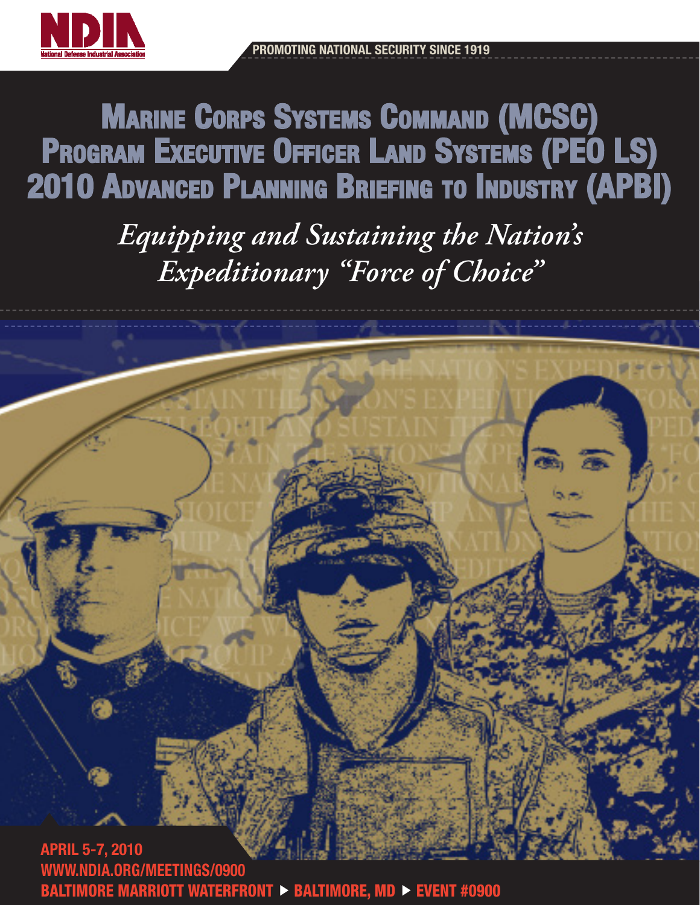NDIA
National Defense Industrial Association

PROMOTING NATIONAL SECURITY SINCE 1919

# Marine Corps Systems Command (MCSC) Program Executive Officer Land Systems (PEO LS) 2010 Advanced Planning Briefing to Industry (APBI)

*Equipping and Sustaining the Nation's Expeditionary "Force of Choice"*

**APRIL 5-7, 2010**

**WWW.NDIA.ORG/MEETINGS/0900**

**BALTIMORE MARRIOTT WATERFRONT ▶ BALTIMORE, MD ▶ EVENT #0900**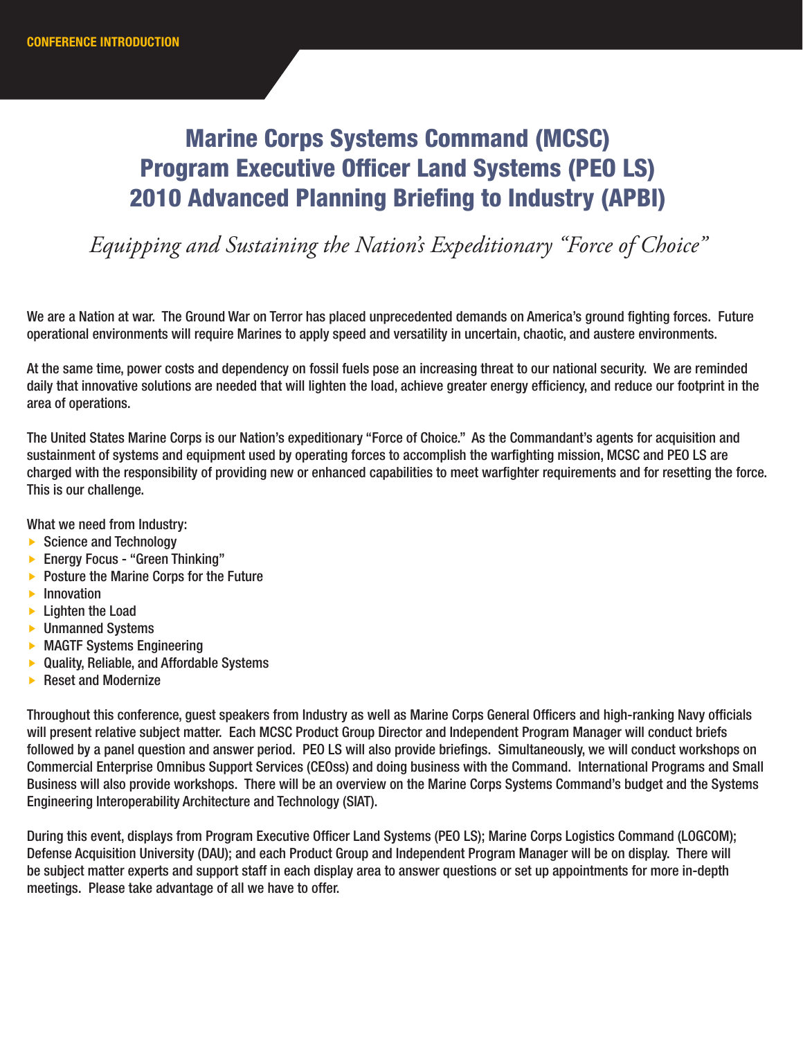CONFERENCE INTRODUCTION

# Marine Corps Systems Command (MCSC) Program Executive Officer Land Systems (PEO LS) 2010 Advanced Planning Briefing to Industry (APBI)

*Equipping and Sustaining the Nation's Expeditionary "Force of Choice"*

We are a Nation at war. The Ground War on Terror has placed unprecedented demands on America's ground fighting forces. Future operational environments will require Marines to apply speed and versatility in uncertain, chaotic, and austere environments.

At the same time, power costs and dependency on fossil fuels pose an increasing threat to our national security. We are reminded daily that innovative solutions are needed that will lighten the load, achieve greater energy efficiency, and reduce our footprint in the area of operations.

The United States Marine Corps is our Nation's expeditionary "Force of Choice." As the Commandant's agents for acquisition and sustainment of systems and equipment used by operating forces to accomplish the warfighting mission, MCSC and PEO LS are charged with the responsibility of providing new or enhanced capabilities to meet warfighter requirements and for resetting the force. This is our challenge.

What we need from Industry:

- Science and Technology
- Energy Focus - "Green Thinking"
- Posture the Marine Corps for the Future
- Innovation
- Lighten the Load
- Unmanned Systems
- MAGTF Systems Engineering
- Quality, Reliable, and Affordable Systems
- Reset and Modernize

Throughout this conference, guest speakers from Industry as well as Marine Corps General Officers and high-ranking Navy officials will present relative subject matter. Each MCSC Product Group Director and Independent Program Manager will conduct briefs followed by a panel question and answer period. PEO LS will also provide briefings. Simultaneously, we will conduct workshops on Commercial Enterprise Omnibus Support Services (CEOss) and doing business with the Command. International Programs and Small Business will also provide workshops. There will be an overview on the Marine Corps Systems Command's budget and the Systems Engineering Interoperability Architecture and Technology (SIAT).

During this event, displays from Program Executive Officer Land Systems (PEO LS); Marine Corps Logistics Command (LOGCOM); Defense Acquisition University (DAU); and each Product Group and Independent Program Manager will be on display. There will be subject matter experts and support staff in each display area to answer questions or set up appointments for more in-depth meetings. Please take advantage of all we have to offer.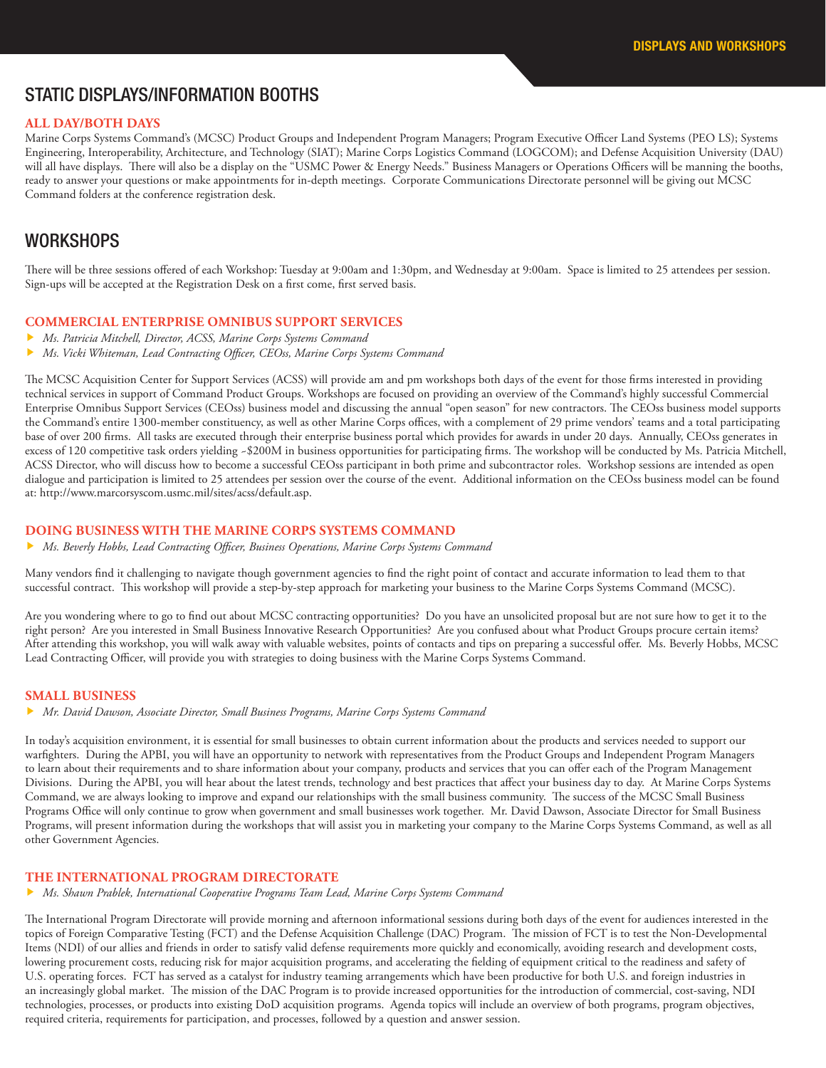## STATIC DISPLAYS/INFORMATION BOOTHS

### ALL DAY/BOTH DAYS

Marine Corps Systems Command's (MCSC) Product Groups and Independent Program Managers; Program Executive Officer Land Systems (PEO LS); Systems Engineering, Interoperability, Architecture, and Technology (SIAT); Marine Corps Logistics Command (LOGCOM); and Defense Acquisition University (DAU) will all have displays. There will also be a display on the "USMC Power & Energy Needs." Business Managers or Operations Officers will be manning the booths, ready to answer your questions or make appointments for in-depth meetings. Corporate Communications Directorate personnel will be giving out MCSC Command folders at the conference registration desk.

## WORKSHOPS

There will be three sessions offered of each Workshop: Tuesday at 9:00am and 1:30pm, and Wednesday at 9:00am. Space is limited to 25 attendees per session. Sign-ups will be accepted at the Registration Desk on a first come, first served basis.

### COMMERCIAL ENTERPRISE OMNIBUS SUPPORT SERVICES

- *Ms. Patricia Mitchell, Director, ACSS, Marine Corps Systems Command*
- *Ms. Vicki Whiteman, Lead Contracting Officer, CEOss, Marine Corps Systems Command*

The MCSC Acquisition Center for Support Services (ACSS) will provide am and pm workshops both days of the event for those firms interested in providing technical services in support of Command Product Groups. Workshops are focused on providing an overview of the Command's highly successful Commercial Enterprise Omnibus Support Services (CEOss) business model and discussing the annual "open season" for new contractors. The CEOss business model supports the Command's entire 1300-member constituency, as well as other Marine Corps offices, with a complement of 29 prime vendors' teams and a total participating base of over 200 firms. All tasks are executed through their enterprise business portal which provides for awards in under 20 days. Annually, CEOss generates in excess of 120 competitive task orders yielding ~$200M in business opportunities for participating firms. The workshop will be conducted by Ms. Patricia Mitchell, ACSS Director, who will discuss how to become a successful CEOss participant in both prime and subcontractor roles. Workshop sessions are intended as open dialogue and participation is limited to 25 attendees per session over the course of the event. Additional information on the CEOss business model can be found at: http://www.marcorsyscom.usmc.mil/sites/acss/default.asp.

### DOING BUSINESS WITH THE MARINE CORPS SYSTEMS COMMAND

- *Ms. Beverly Hobbs, Lead Contracting Officer, Business Operations, Marine Corps Systems Command*

Many vendors find it challenging to navigate though government agencies to find the right point of contact and accurate information to lead them to that successful contract. This workshop will provide a step-by-step approach for marketing your business to the Marine Corps Systems Command (MCSC).

Are you wondering where to go to find out about MCSC contracting opportunities? Do you have an unsolicited proposal but are not sure how to get it to the right person? Are you interested in Small Business Innovative Research Opportunities? Are you confused about what Product Groups procure certain items? After attending this workshop, you will walk away with valuable websites, points of contacts and tips on preparing a successful offer. Ms. Beverly Hobbs, MCSC Lead Contracting Officer, will provide you with strategies to doing business with the Marine Corps Systems Command.

### SMALL BUSINESS

- *Mr. David Dawson, Associate Director, Small Business Programs, Marine Corps Systems Command*

In today's acquisition environment, it is essential for small businesses to obtain current information about the products and services needed to support our warfighters. During the APBI, you will have an opportunity to network with representatives from the Product Groups and Independent Program Managers to learn about their requirements and to share information about your company, products and services that you can offer each of the Program Management Divisions. During the APBI, you will hear about the latest trends, technology and best practices that affect your business day to day. At Marine Corps Systems Command, we are always looking to improve and expand our relationships with the small business community. The success of the MCSC Small Business Programs Office will only continue to grow when government and small businesses work together. Mr. David Dawson, Associate Director for Small Business Programs, will present information during the workshops that will assist you in marketing your company to the Marine Corps Systems Command, as well as all other Government Agencies.

### THE INTERNATIONAL PROGRAM DIRECTORATE

- *Ms. Shawn Prablek, International Cooperative Programs Team Lead, Marine Corps Systems Command*

The International Program Directorate will provide morning and afternoon informational sessions during both days of the event for audiences interested in the topics of Foreign Comparative Testing (FCT) and the Defense Acquisition Challenge (DAC) Program. The mission of FCT is to test the Non-Developmental Items (NDI) of our allies and friends in order to satisfy valid defense requirements more quickly and economically, avoiding research and development costs, lowering procurement costs, reducing risk for major acquisition programs, and accelerating the fielding of equipment critical to the readiness and safety of U.S. operating forces. FCT has served as a catalyst for industry teaming arrangements which have been productive for both U.S. and foreign industries in an increasingly global market. The mission of the DAC Program is to provide increased opportunities for the introduction of commercial, cost-saving, NDI technologies, processes, or products into existing DoD acquisition programs. Agenda topics will include an overview of both programs, program objectives, required criteria, requirements for participation, and processes, followed by a question and answer session.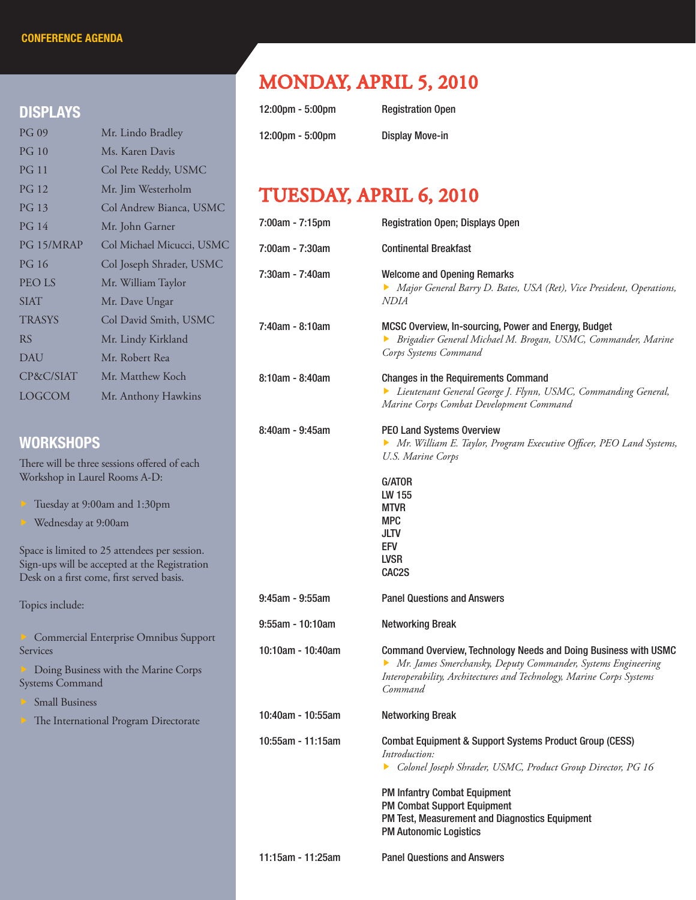**CONFERENCE AGENDA**

## DISPLAYS

| | |
|---|---|
| PG 09 | Mr. Lindo Bradley |
| PG 10 | Ms. Karen Davis |
| PG 11 | Col Pete Reddy, USMC |
| PG 12 | Mr. Jim Westerholm |
| PG 13 | Col Andrew Bianca, USMC |
| PG 14 | Mr. John Garner |
| PG 15/MRAP | Col Michael Micucci, USMC |
| PG 16 | Col Joseph Shrader, USMC |
| PEO LS | Mr. William Taylor |
| SIAT | Mr. Dave Ungar |
| TRASYS | Col David Smith, USMC |
| RS | Mr. Lindy Kirkland |
| DAU | Mr. Robert Rea |
| CP&C/SIAT | Mr. Matthew Koch |
| LOGCOM | Mr. Anthony Hawkins |

## WORKSHOPS

There will be three sessions offered of each Workshop in Laurel Rooms A-D:

- Tuesday at 9:00am and 1:30pm
- Wednesday at 9:00am

Space is limited to 25 attendees per session. Sign-ups will be accepted at the Registration Desk on a first come, first served basis.

Topics include:

- Commercial Enterprise Omnibus Support Services
- Doing Business with the Marine Corps Systems Command
- Small Business
- The International Program Directorate

# MONDAY, APRIL 5, 2010

| | |
|---|---|
| 12:00pm - 5:00pm | Registration Open |
| 12:00pm - 5:00pm | Display Move-in |

# TUESDAY, APRIL 6, 2010

| | |
|---|---|
| 7:00am - 7:15pm | Registration Open; Displays Open |
| 7:00am - 7:30am | Continental Breakfast |
| 7:30am - 7:40am | Welcome and Opening Remarks<br>▸ *Major General Barry D. Bates, USA (Ret), Vice President, Operations, NDIA* |
| 7:40am - 8:10am | MCSC Overview, In-sourcing, Power and Energy, Budget<br>▸ *Brigadier General Michael M. Brogan, USMC, Commander, Marine Corps Systems Command* |
| 8:10am - 8:40am | Changes in the Requirements Command<br>▸ *Lieutenant General George J. Flynn, USMC, Commanding General, Marine Corps Combat Development Command* |
| 8:40am - 9:45am | PEO Land Systems Overview<br>▸ *Mr. William E. Taylor, Program Executive Officer, PEO Land Systems, U.S. Marine Corps*<br><br>G/ATOR<br>LW 155<br>MTVR<br>MPC<br>JLTV<br>EFV<br>LVSR<br>CAC2S |
| 9:45am - 9:55am | Panel Questions and Answers |
| 9:55am - 10:10am | Networking Break |
| 10:10am - 10:40am | Command Overview, Technology Needs and Doing Business with USMC<br>▸ *Mr. James Smerchansky, Deputy Commander, Systems Engineering Interoperability, Architectures and Technology, Marine Corps Systems Command* |
| 10:40am - 10:55am | Networking Break |
| 10:55am - 11:15am | Combat Equipment & Support Systems Product Group (CESS)<br>*Introduction:*<br>▸ *Colonel Joseph Shrader, USMC, Product Group Director, PG 16*<br><br>PM Infantry Combat Equipment<br>PM Combat Support Equipment<br>PM Test, Measurement and Diagnostics Equipment<br>PM Autonomic Logistics |
| 11:15am - 11:25am | Panel Questions and Answers |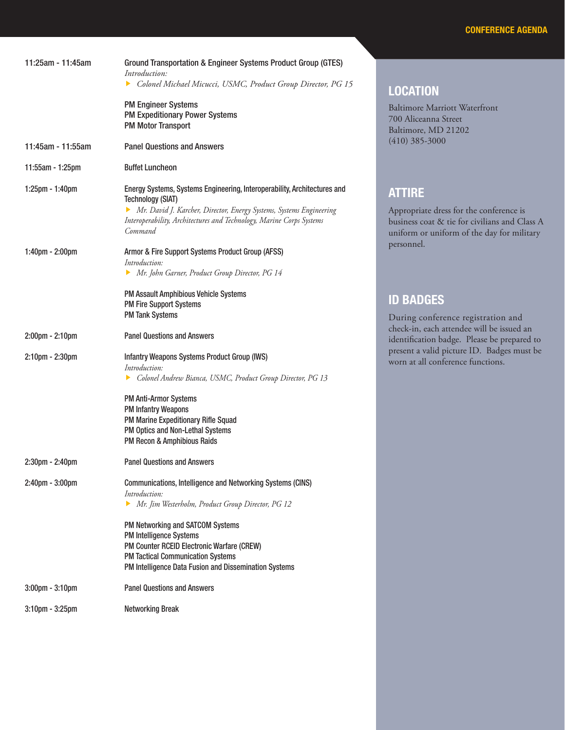| | |
|---|---|
| 11:25am - 11:45am | Ground Transportation & Engineer Systems Product Group (GTES)<br>*Introduction:*<br>▸ *Colonel Michael Micucci, USMC, Product Group Director, PG 15*<br><br>PM Engineer Systems<br>PM Expeditionary Power Systems<br>PM Motor Transport |
| 11:45am - 11:55am | Panel Questions and Answers |
| 11:55am - 1:25pm | Buffet Luncheon |
| 1:25pm - 1:40pm | Energy Systems, Systems Engineering, Interoperability, Architectures and Technology (SIAT)<br>▸ *Mr. David J. Karcher, Director, Energy Systems, Systems Engineering Interoperability, Architectures and Technology, Marine Corps Systems Command* |
| 1:40pm - 2:00pm | Armor & Fire Support Systems Product Group (AFSS)<br>*Introduction:*<br>▸ *Mr. John Garner, Product Group Director, PG 14*<br><br>PM Assault Amphibious Vehicle Systems<br>PM Fire Support Systems<br>PM Tank Systems |
| 2:00pm - 2:10pm | Panel Questions and Answers |
| 2:10pm - 2:30pm | Infantry Weapons Systems Product Group (IWS)<br>*Introduction:*<br>▸ *Colonel Andrew Bianca, USMC, Product Group Director, PG 13*<br><br>PM Anti-Armor Systems<br>PM Infantry Weapons<br>PM Marine Expeditionary Rifle Squad<br>PM Optics and Non-Lethal Systems<br>PM Recon & Amphibious Raids |
| 2:30pm - 2:40pm | Panel Questions and Answers |
| 2:40pm - 3:00pm | Communications, Intelligence and Networking Systems (CINS)<br>*Introduction:*<br>▸ *Mr. Jim Westerholm, Product Group Director, PG 12*<br><br>PM Networking and SATCOM Systems<br>PM Intelligence Systems<br>PM Counter RCEID Electronic Warfare (CREW)<br>PM Tactical Communication Systems<br>PM Intelligence Data Fusion and Dissemination Systems |
| 3:00pm - 3:10pm | Panel Questions and Answers |
| 3:10pm - 3:25pm | Networking Break |

## LOCATION

Baltimore Marriott Waterfront
700 Aliceanna Street
Baltimore, MD 21202
(410) 385-3000

## ATTIRE

Appropriate dress for the conference is business coat & tie for civilians and Class A uniform or uniform of the day for military personnel.

## ID BADGES

During conference registration and check-in, each attendee will be issued an identification badge. Please be prepared to present a valid picture ID. Badges must be worn at all conference functions.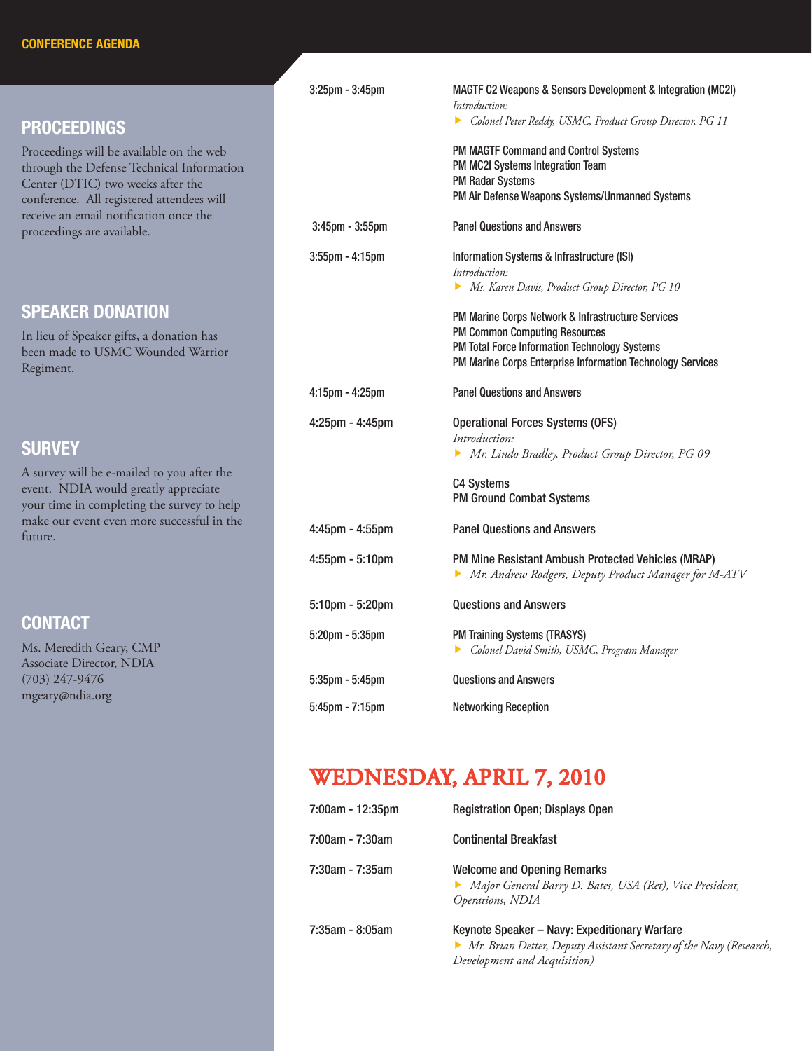CONFERENCE AGENDA

## PROCEEDINGS

Proceedings will be available on the web through the Defense Technical Information Center (DTIC) two weeks after the conference. All registered attendees will receive an email notification once the proceedings are available.

## SPEAKER DONATION

In lieu of Speaker gifts, a donation has been made to USMC Wounded Warrior Regiment.

## SURVEY

A survey will be e-mailed to you after the event. NDIA would greatly appreciate your time in completing the survey to help make our event even more successful in the future.

## CONTACT

Ms. Meredith Geary, CMP
Associate Director, NDIA
(703) 247-9476
mgeary@ndia.org

---

**3:25pm - 3:45pm** — MAGTF C2 Weapons & Sensors Development & Integration (MC2I)
*Introduction:*
- *Colonel Peter Reddy, USMC, Product Group Director, PG 11*

PM MAGTF Command and Control Systems
PM MC2I Systems Integration Team
PM Radar Systems
PM Air Defense Weapons Systems/Unmanned Systems

**3:45pm - 3:55pm** — Panel Questions and Answers

**3:55pm - 4:15pm** — Information Systems & Infrastructure (ISI)
*Introduction:*
- *Ms. Karen Davis, Product Group Director, PG 10*

PM Marine Corps Network & Infrastructure Services
PM Common Computing Resources
PM Total Force Information Technology Systems
PM Marine Corps Enterprise Information Technology Services

**4:15pm - 4:25pm** — Panel Questions and Answers

**4:25pm - 4:45pm** — Operational Forces Systems (OFS)
*Introduction:*
- *Mr. Lindo Bradley, Product Group Director, PG 09*

C4 Systems
PM Ground Combat Systems

**4:45pm - 4:55pm** — Panel Questions and Answers

**4:55pm - 5:10pm** — PM Mine Resistant Ambush Protected Vehicles (MRAP)
- *Mr. Andrew Rodgers, Deputy Product Manager for M-ATV*

**5:10pm - 5:20pm** — Questions and Answers

**5:20pm - 5:35pm** — PM Training Systems (TRASYS)
- *Colonel David Smith, USMC, Program Manager*

**5:35pm - 5:45pm** — Questions and Answers

**5:45pm - 7:15pm** — Networking Reception

## WEDNESDAY, APRIL 7, 2010

**7:00am - 12:35pm** — Registration Open; Displays Open

**7:00am - 7:30am** — Continental Breakfast

**7:30am - 7:35am** — Welcome and Opening Remarks
- *Major General Barry D. Bates, USA (Ret), Vice President, Operations, NDIA*

**7:35am - 8:05am** — Keynote Speaker – Navy: Expeditionary Warfare
- *Mr. Brian Detter, Deputy Assistant Secretary of the Navy (Research, Development and Acquisition)*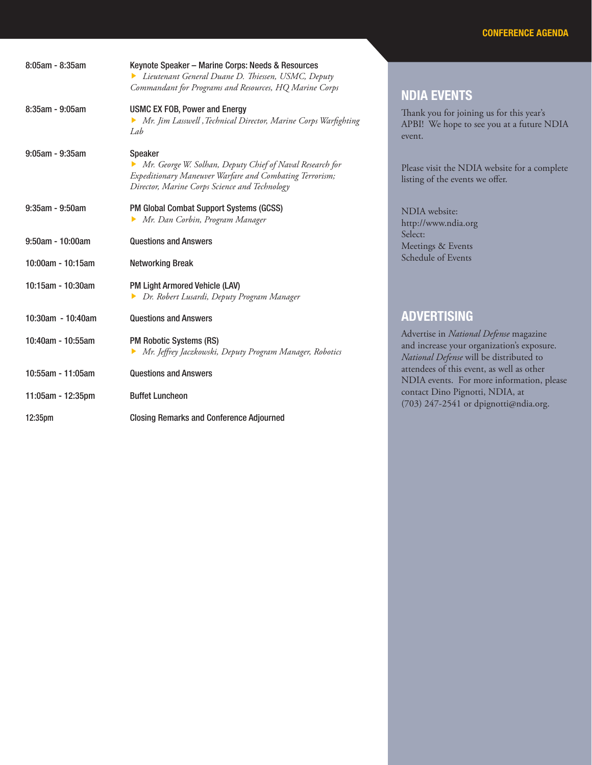| | |
|---|---|
| 8:05am - 8:35am | Keynote Speaker – Marine Corps: Needs & Resources<br>▶ *Lieutenant General Duane D. Thiessen, USMC, Deputy Commandant for Programs and Resources, HQ Marine Corps* |
| 8:35am - 9:05am | USMC EX FOB, Power and Energy<br>▶ *Mr. Jim Lasswell , Technical Director, Marine Corps Warfighting Lab* |
| 9:05am - 9:35am | Speaker<br>▶ *Mr. George W. Solhan, Deputy Chief of Naval Research for Expeditionary Maneuver Warfare and Combating Terrorism; Director, Marine Corps Science and Technology* |
| 9:35am - 9:50am | PM Global Combat Support Systems (GCSS)<br>▶ *Mr. Dan Corbin, Program Manager* |
| 9:50am - 10:00am | Questions and Answers |
| 10:00am - 10:15am | Networking Break |
| 10:15am - 10:30am | PM Light Armored Vehicle (LAV)<br>▶ *Dr. Robert Lusardi, Deputy Program Manager* |
| 10:30am - 10:40am | Questions and Answers |
| 10:40am - 10:55am | PM Robotic Systems (RS)<br>▶ *Mr. Jeffrey Jaczkowski, Deputy Program Manager, Robotics* |
| 10:55am - 11:05am | Questions and Answers |
| 11:05am - 12:35pm | Buffet Luncheon |
| 12:35pm | Closing Remarks and Conference Adjourned |

## NDIA EVENTS

Thank you for joining us for this year's APBI! We hope to see you at a future NDIA event.

Please visit the NDIA website for a complete listing of the events we offer.

NDIA website:
http://www.ndia.org
Select:
Meetings & Events
Schedule of Events

## ADVERTISING

Advertise in *National Defense* magazine and increase your organization's exposure. *National Defense* will be distributed to attendees of this event, as well as other NDIA events. For more information, please contact Dino Pignotti, NDIA, at (703) 247-2541 or dpignotti@ndia.org.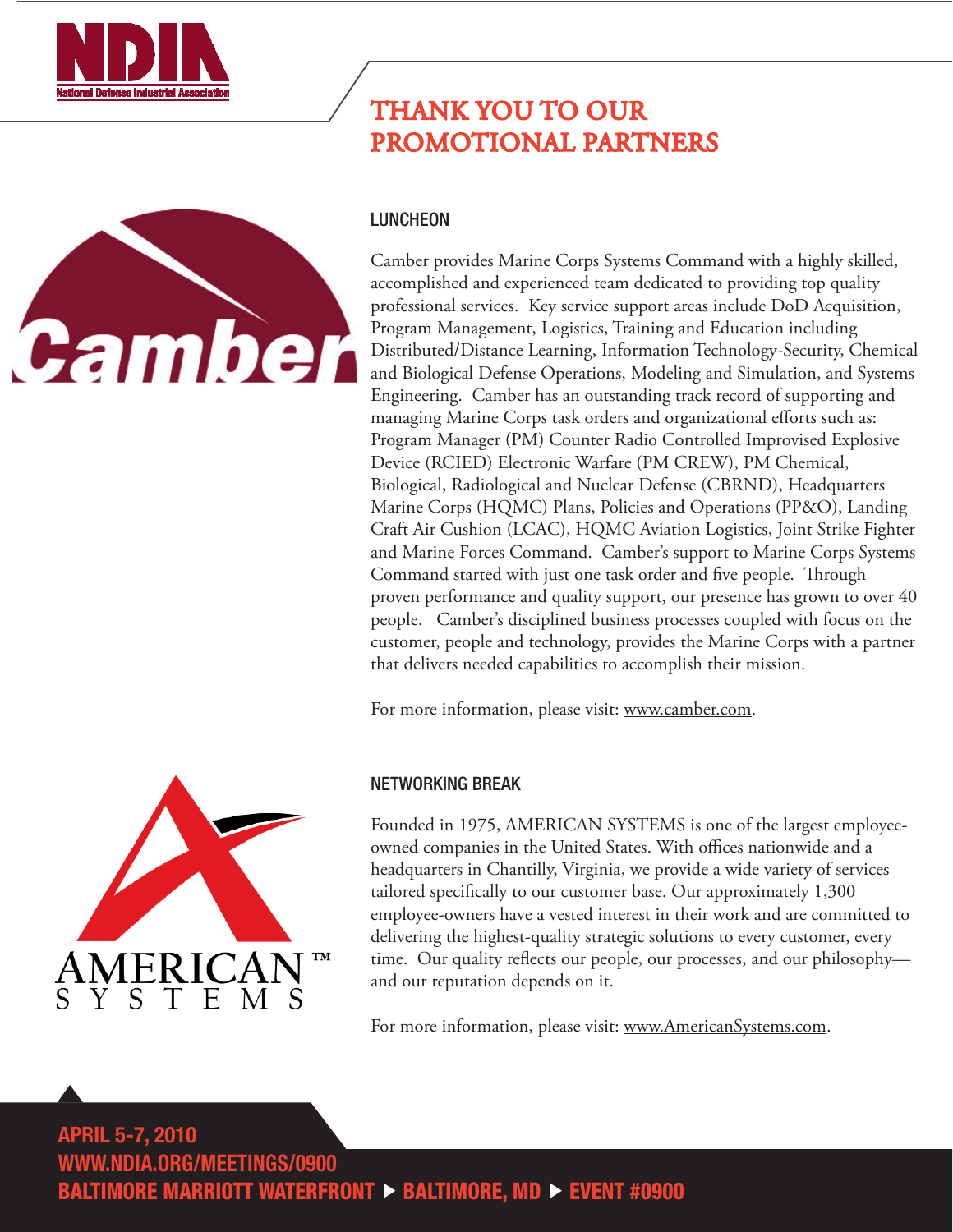# THANK YOU TO OUR PROMOTIONAL PARTNERS

## LUNCHEON

Camber provides Marine Corps Systems Command with a highly skilled, accomplished and experienced team dedicated to providing top quality professional services. Key service support areas include DoD Acquisition, Program Management, Logistics, Training and Education including Distributed/Distance Learning, Information Technology-Security, Chemical and Biological Defense Operations, Modeling and Simulation, and Systems Engineering. Camber has an outstanding track record of supporting and managing Marine Corps task orders and organizational efforts such as: Program Manager (PM) Counter Radio Controlled Improvised Explosive Device (RCIED) Electronic Warfare (PM CREW), PM Chemical, Biological, Radiological and Nuclear Defense (CBRND), Headquarters Marine Corps (HQMC) Plans, Policies and Operations (PP&O), Landing Craft Air Cushion (LCAC), HQMC Aviation Logistics, Joint Strike Fighter and Marine Forces Command. Camber's support to Marine Corps Systems Command started with just one task order and five people. Through proven performance and quality support, our presence has grown to over 40 people. Camber's disciplined business processes coupled with focus on the customer, people and technology, provides the Marine Corps with a partner that delivers needed capabilities to accomplish their mission.

For more information, please visit: www.camber.com.

## NETWORKING BREAK

Founded in 1975, AMERICAN SYSTEMS is one of the largest employee-owned companies in the United States. With offices nationwide and a headquarters in Chantilly, Virginia, we provide a wide variety of services tailored specifically to our customer base. Our approximately 1,300 employee-owners have a vested interest in their work and are committed to delivering the highest-quality strategic solutions to every customer, every time. Our quality reflects our people, our processes, and our philosophy—and our reputation depends on it.

For more information, please visit: www.AmericanSystems.com.